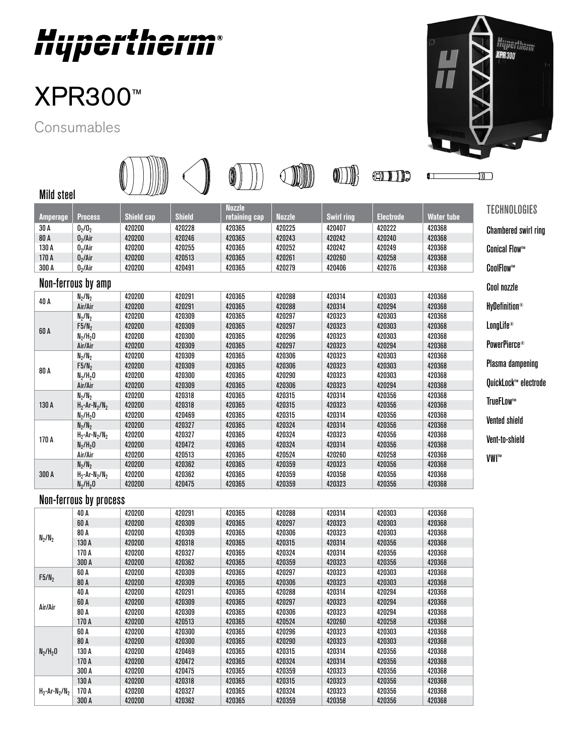# Hypertherm

# XPR300™

Consumables

## Mild steel

| Amperage | Process | Shield cap | Shield | Nozzle retaining cap | Nozzle | Swirl ring | Electrode | Water tube |
|---|---|---|---|---|---|---|---|---|
| 30 A | $O_2/O_2$ | 420200 | 420228 | 420365 | 420225 | 420407 | 420222 | 420368 |
| 80 A | $O_2$/Air | 420200 | 420246 | 420365 | 420243 | 420242 | 420240 | 420368 |
| 130 A | $O_2$/Air | 420200 | 420255 | 420365 | 420252 | 420242 | 420249 | 420368 |
| 170 A | $O_2$/Air | 420200 | 420513 | 420365 | 420261 | 420260 | 420258 | 420368 |
| 300 A | $O_2$/Air | 420200 | 420491 | 420365 | 420279 | 420406 | 420276 | 420368 |

## Non-ferrous by amp

| Amperage | Process | Shield cap | Shield | Nozzle retaining cap | Nozzle | Swirl ring | Electrode | Water tube |
|---|---|---|---|---|---|---|---|---|
| 40 A | $N_2/N_2$ | 420200 | 420291 | 420365 | 420288 | 420314 | 420303 | 420368 |
| | Air/Air | 420200 | 420291 | 420365 | 420288 | 420314 | 420294 | 420368 |
| 60 A | $N_2/N_2$ | 420200 | 420309 | 420365 | 420297 | 420323 | 420303 | 420368 |
| | F5/$N_2$ | 420200 | 420309 | 420365 | 420297 | 420323 | 420303 | 420368 |
| | $N_2/H_2O$ | 420200 | 420300 | 420365 | 420296 | 420323 | 420303 | 420368 |
| | Air/Air | 420200 | 420309 | 420365 | 420297 | 420323 | 420294 | 420368 |
| 80 A | $N_2/N_2$ | 420200 | 420309 | 420365 | 420306 | 420323 | 420303 | 420368 |
| | F5/$N_2$ | 420200 | 420309 | 420365 | 420306 | 420323 | 420303 | 420368 |
| | $N_2/H_2O$ | 420200 | 420300 | 420365 | 420290 | 420323 | 420303 | 420368 |
| | Air/Air | 420200 | 420309 | 420365 | 420306 | 420323 | 420294 | 420368 |
| 130 A | $N_2/N_2$ | 420200 | 420318 | 420365 | 420315 | 420314 | 420356 | 420368 |
| | $H_2$-Ar-$N_2$/$N_2$ | 420200 | 420318 | 420365 | 420315 | 420323 | 420356 | 420368 |
| | $N_2/H_2O$ | 420200 | 420469 | 420365 | 420315 | 420314 | 420356 | 420368 |
| 170 A | $N_2/N_2$ | 420200 | 420327 | 420365 | 420324 | 420314 | 420356 | 420368 |
| | $H_2$-Ar-$N_2$/$N_2$ | 420200 | 420327 | 420365 | 420324 | 420323 | 420356 | 420368 |
| | $N_2/H_2O$ | 420200 | 420472 | 420365 | 420324 | 420314 | 420356 | 420368 |
| | Air/Air | 420200 | 420513 | 420365 | 420524 | 420260 | 420258 | 420368 |
| 300 A | $N_2/N_2$ | 420200 | 420362 | 420365 | 420359 | 420323 | 420356 | 420368 |
| | $H_2$-Ar-$N_2$/$N_2$ | 420200 | 420362 | 420365 | 420359 | 420358 | 420356 | 420368 |
| | $N_2/H_2O$ | 420200 | 420475 | 420365 | 420359 | 420323 | 420356 | 420368 |

## Non-ferrous by process

| Process | Amperage | Shield cap | Shield | Nozzle retaining cap | Nozzle | Swirl ring | Electrode | Water tube |
|---|---|---|---|---|---|---|---|---|
| $N_2/N_2$ | 40 A | 420200 | 420291 | 420365 | 420288 | 420314 | 420303 | 420368 |
| | 60 A | 420200 | 420309 | 420365 | 420297 | 420323 | 420303 | 420368 |
| | 80 A | 420200 | 420309 | 420365 | 420306 | 420323 | 420303 | 420368 |
| | 130 A | 420200 | 420318 | 420365 | 420315 | 420314 | 420356 | 420368 |
| | 170 A | 420200 | 420327 | 420365 | 420324 | 420314 | 420356 | 420368 |
| | 300 A | 420200 | 420362 | 420365 | 420359 | 420323 | 420356 | 420368 |
| F5/$N_2$ | 60 A | 420200 | 420309 | 420365 | 420297 | 420323 | 420303 | 420368 |
| | 80 A | 420200 | 420309 | 420365 | 420306 | 420323 | 420303 | 420368 |
| Air/Air | 40 A | 420200 | 420291 | 420365 | 420288 | 420314 | 420294 | 420368 |
| | 60 A | 420200 | 420309 | 420365 | 420297 | 420323 | 420294 | 420368 |
| | 80 A | 420200 | 420309 | 420365 | 420306 | 420323 | 420294 | 420368 |
| | 170 A | 420200 | 420513 | 420365 | 420524 | 420260 | 420258 | 420368 |
| $N_2/H_2O$ | 60 A | 420200 | 420300 | 420365 | 420296 | 420323 | 420303 | 420368 |
| | 80 A | 420200 | 420300 | 420365 | 420290 | 420323 | 420303 | 420368 |
| | 130 A | 420200 | 420469 | 420365 | 420315 | 420314 | 420356 | 420368 |
| | 170 A | 420200 | 420472 | 420365 | 420324 | 420314 | 420356 | 420368 |
| | 300 A | 420200 | 420475 | 420365 | 420359 | 420323 | 420356 | 420368 |
| $H_2$-Ar-$N_2$/$N_2$ | 130 A | 420200 | 420318 | 420365 | 420315 | 420323 | 420356 | 420368 |
| | 170 A | 420200 | 420327 | 420365 | 420324 | 420323 | 420356 | 420368 |
| | 300 A | 420200 | 420362 | 420365 | 420359 | 420358 | 420356 | 420368 |

## TECHNOLOGIES

- Chambered swirl ring
- Conical Flow™
- CoolFlow™
- Cool nozzle
- HyDefinition®
- LongLife®
- PowerPierce®
- Plasma dampening
- QuickLock™ electrode
- TrueFLow™
- Vented shield
- Vent-to-shield
- VWI™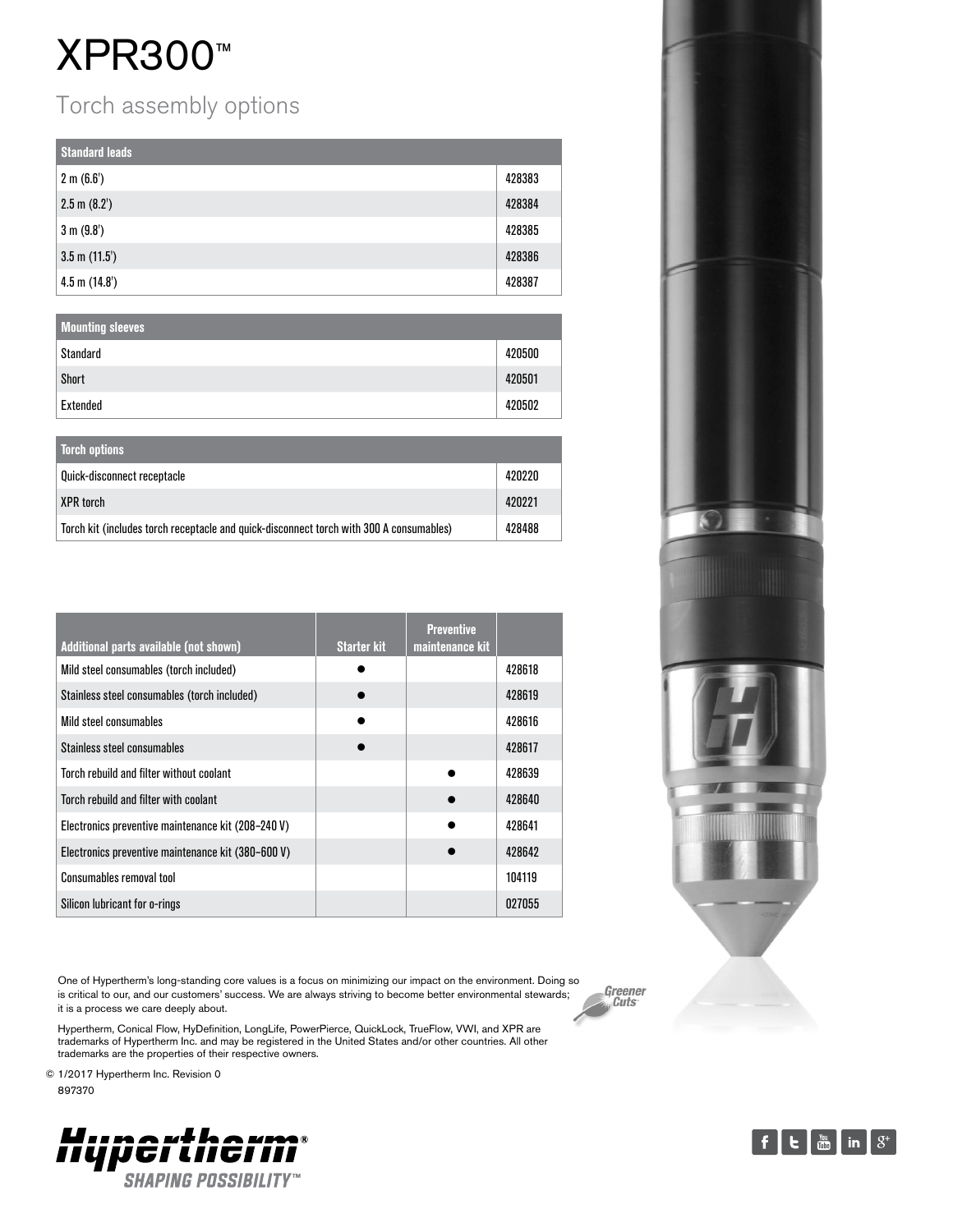# XPR300™

## Torch assembly options

| Standard leads | |
|---|---|
| 2 m (6.6') | 428383 |
| 2.5 m (8.2') | 428384 |
| 3 m (9.8') | 428385 |
| 3.5 m (11.5') | 428386 |
| 4.5 m (14.8') | 428387 |

| Mounting sleeves | |
|---|---|
| Standard | 420500 |
| Short | 420501 |
| Extended | 420502 |

| Torch options | |
|---|---|
| Quick-disconnect receptacle | 420220 |
| XPR torch | 420221 |
| Torch kit (includes torch receptacle and quick-disconnect torch with 300 A consumables) | 428488 |

| Additional parts available (not shown) | Starter kit | Preventive maintenance kit | |
|---|---|---|---|
| Mild steel consumables (torch included) | ● | | 428618 |
| Stainless steel consumables (torch included) | ● | | 428619 |
| Mild steel consumables | ● | | 428616 |
| Stainless steel consumables | ● | | 428617 |
| Torch rebuild and filter without coolant | | ● | 428639 |
| Torch rebuild and filter with coolant | | ● | 428640 |
| Electronics preventive maintenance kit (208–240 V) | | ● | 428641 |
| Electronics preventive maintenance kit (380–600 V) | | ● | 428642 |
| Consumables removal tool | | | 104119 |
| Silicon lubricant for o-rings | | | 027055 |

One of Hypertherm's long-standing core values is a focus on minimizing our impact on the environment. Doing so is critical to our, and our customers' success. We are always striving to become better environmental stewards; it is a process we care deeply about.

Greener Cuts™

Hypertherm, Conical Flow, HyDefinition, LongLife, PowerPierce, QuickLock, TrueFlow, VWI, and XPR are trademarks of Hypertherm Inc. and may be registered in the United States and/or other countries. All other trademarks are the properties of their respective owners.

© 1/2017 Hypertherm Inc. Revision 0
897370

Hypertherm®
SHAPING POSSIBILITY™